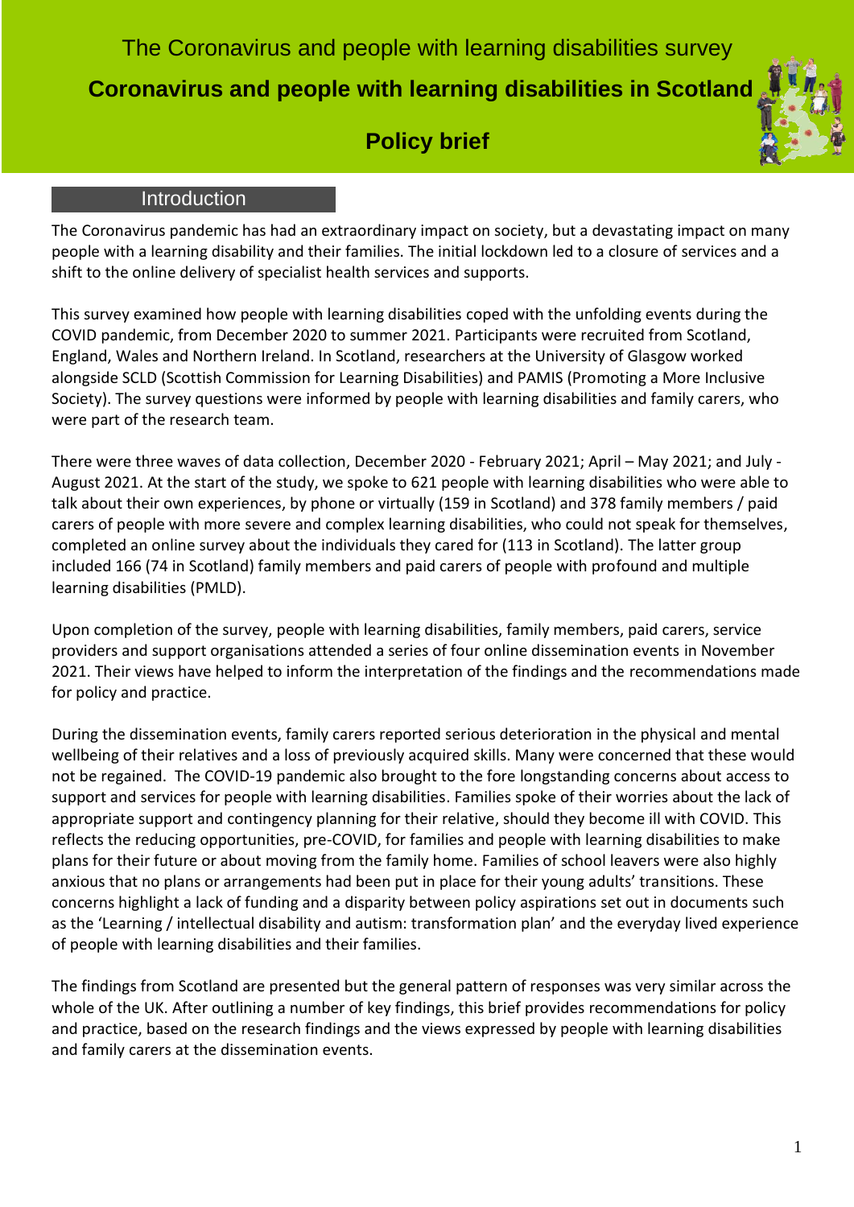The Coronavirus and people with learning disabilities survey

# Coronavirus and people with learning disabilities in Scotland

## Policy brief

## Introduction

The Coronavirus pandemic has had an extraordinary impact on society, but a devastating impact on many people with a learning disability and their families. The initial lockdown led to a closure of services and a shift to the online delivery of specialist health services and supports.

This survey examined how people with learning disabilities coped with the unfolding events during the COVID pandemic, from December 2020 to summer 2021. Participants were recruited from Scotland, England, Wales and Northern Ireland. In Scotland, researchers at the University of Glasgow worked alongside SCLD (Scottish Commission for Learning Disabilities) and PAMIS (Promoting a More Inclusive Society). The survey questions were informed by people with learning disabilities and family carers, who were part of the research team.

There were three waves of data collection, December 2020 - February 2021; April – May 2021; and July - August 2021. At the start of the study, we spoke to 621 people with learning disabilities who were able to talk about their own experiences, by phone or virtually (159 in Scotland) and 378 family members / paid carers of people with more severe and complex learning disabilities, who could not speak for themselves, completed an online survey about the individuals they cared for (113 in Scotland). The latter group included 166 (74 in Scotland) family members and paid carers of people with profound and multiple learning disabilities (PMLD).

Upon completion of the survey, people with learning disabilities, family members, paid carers, service providers and support organisations attended a series of four online dissemination events in November 2021. Their views have helped to inform the interpretation of the findings and the recommendations made for policy and practice.

During the dissemination events, family carers reported serious deterioration in the physical and mental wellbeing of their relatives and a loss of previously acquired skills. Many were concerned that these would not be regained. The COVID-19 pandemic also brought to the fore longstanding concerns about access to support and services for people with learning disabilities. Families spoke of their worries about the lack of appropriate support and contingency planning for their relative, should they become ill with COVID. This reflects the reducing opportunities, pre-COVID, for families and people with learning disabilities to make plans for their future or about moving from the family home. Families of school leavers were also highly anxious that no plans or arrangements had been put in place for their young adults' transitions. These concerns highlight a lack of funding and a disparity between policy aspirations set out in documents such as the 'Learning / intellectual disability and autism: transformation plan' and the everyday lived experience of people with learning disabilities and their families.

The findings from Scotland are presented but the general pattern of responses was very similar across the whole of the UK. After outlining a number of key findings, this brief provides recommendations for policy and practice, based on the research findings and the views expressed by people with learning disabilities and family carers at the dissemination events.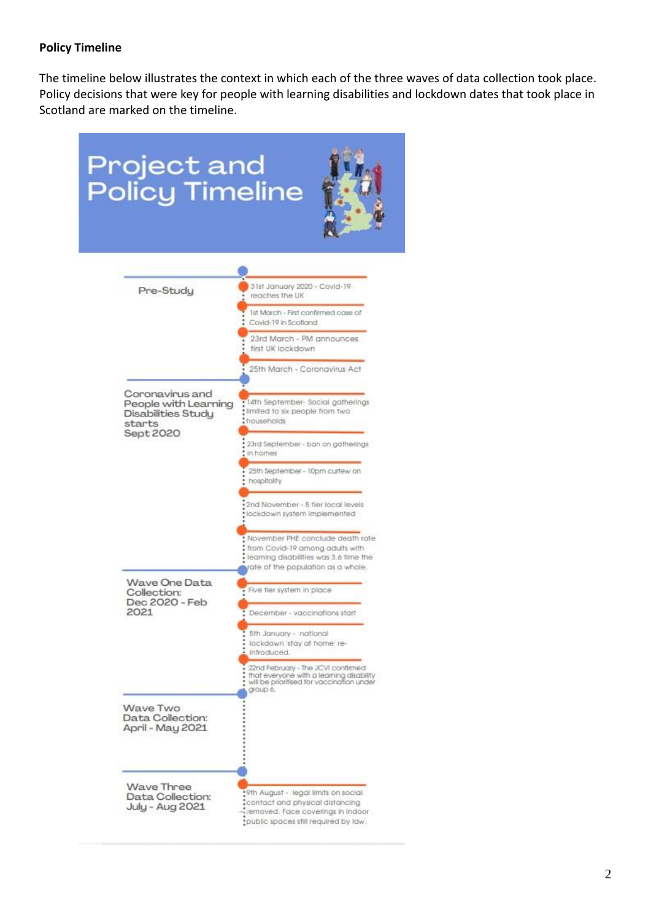**Policy Timeline**

The timeline below illustrates the context in which each of the three waves of data collection took place. Policy decisions that were key for people with learning disabilities and lockdown dates that took place in Scotland are marked on the timeline.

## Project and Policy Timeline

**Pre-Study**

- 31st January 2020 - Covid-19 reaches the UK
- 1st March - First confirmed case of Covid-19 in Scotland
- 23rd March - PM announces first UK lockdown
- 25th March - Coronavirus Act

**Coronavirus and People with Learning Disabilities Study starts Sept 2020**

- 14th September- Social gatherings limited to six people from two households
- 23rd September - ban on gatherings in homes
- 25th September - 10pm curfew on hospitality
- 2nd November - 5 tier local levels lockdown system implemented
- November PHE conclude death rate from Covid-19 among adults with learning disabilities was 3.6 time the rate of the population as a whole.

**Wave One Data Collection: Dec 2020 - Feb 2021**

- Five tier system in place
- December - vaccinations start
- 5th January - national lockdown 'stay at home' re-introduced.
- 22nd February - The JCVI confirmed that everyone with a learning disability will be prioritised for vaccination under group 6.

**Wave Two Data Collection: April - May 2021**

**Wave Three Data Collection: July - Aug 2021**

- 9th August - legal limits on social contact and physical distancing removed. Face coverings in indoor public spaces still required by law.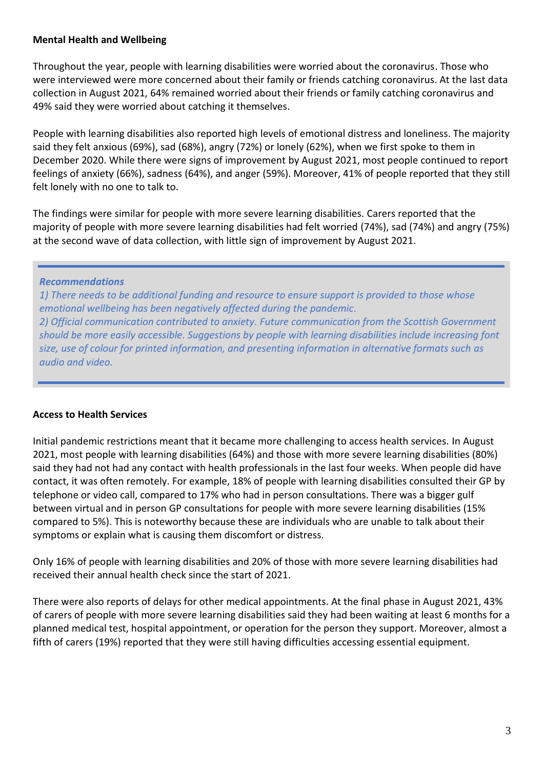**Mental Health and Wellbeing**

Throughout the year, people with learning disabilities were worried about the coronavirus. Those who were interviewed were more concerned about their family or friends catching coronavirus. At the last data collection in August 2021, 64% remained worried about their friends or family catching coronavirus and 49% said they were worried about catching it themselves.

People with learning disabilities also reported high levels of emotional distress and loneliness. The majority said they felt anxious (69%), sad (68%), angry (72%) or lonely (62%), when we first spoke to them in December 2020. While there were signs of improvement by August 2021, most people continued to report feelings of anxiety (66%), sadness (64%), and anger (59%). Moreover, 41% of people reported that they still felt lonely with no one to talk to.

The findings were similar for people with more severe learning disabilities. Carers reported that the majority of people with more severe learning disabilities had felt worried (74%), sad (74%) and angry (75%) at the second wave of data collection, with little sign of improvement by August 2021.

> ***Recommendations***
> *1) There needs to be additional funding and resource to ensure support is provided to those whose emotional wellbeing has been negatively affected during the pandemic.*
> *2) Official communication contributed to anxiety. Future communication from the Scottish Government should be more easily accessible. Suggestions by people with learning disabilities include increasing font size, use of colour for printed information, and presenting information in alternative formats such as audio and video.*

**Access to Health Services**

Initial pandemic restrictions meant that it became more challenging to access health services. In August 2021, most people with learning disabilities (64%) and those with more severe learning disabilities (80%) said they had not had any contact with health professionals in the last four weeks. When people did have contact, it was often remotely. For example, 18% of people with learning disabilities consulted their GP by telephone or video call, compared to 17% who had in person consultations. There was a bigger gulf between virtual and in person GP consultations for people with more severe learning disabilities (15% compared to 5%). This is noteworthy because these are individuals who are unable to talk about their symptoms or explain what is causing them discomfort or distress.

Only 16% of people with learning disabilities and 20% of those with more severe learning disabilities had received their annual health check since the start of 2021.

There were also reports of delays for other medical appointments. At the final phase in August 2021, 43% of carers of people with more severe learning disabilities said they had been waiting at least 6 months for a planned medical test, hospital appointment, or operation for the person they support. Moreover, almost a fifth of carers (19%) reported that they were still having difficulties accessing essential equipment.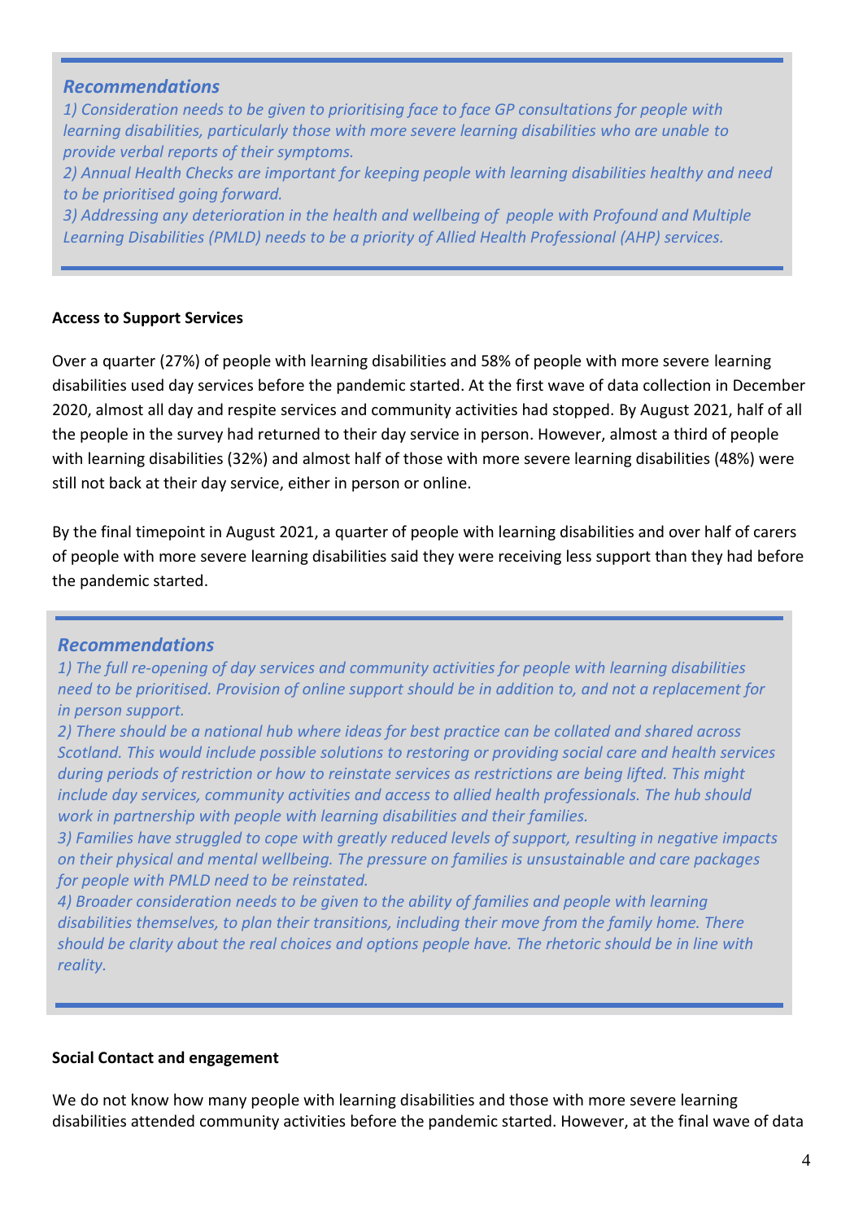### *Recommendations*

*1) Consideration needs to be given to prioritising face to face GP consultations for people with learning disabilities, particularly those with more severe learning disabilities who are unable to provide verbal reports of their symptoms.*
*2) Annual Health Checks are important for keeping people with learning disabilities healthy and need to be prioritised going forward.*
*3) Addressing any deterioration in the health and wellbeing of people with Profound and Multiple Learning Disabilities (PMLD) needs to be a priority of Allied Health Professional (AHP) services.*

**Access to Support Services**

Over a quarter (27%) of people with learning disabilities and 58% of people with more severe learning disabilities used day services before the pandemic started. At the first wave of data collection in December 2020, almost all day and respite services and community activities had stopped. By August 2021, half of all the people in the survey had returned to their day service in person. However, almost a third of people with learning disabilities (32%) and almost half of those with more severe learning disabilities (48%) were still not back at their day service, either in person or online.

By the final timepoint in August 2021, a quarter of people with learning disabilities and over half of carers of people with more severe learning disabilities said they were receiving less support than they had before the pandemic started.

### *Recommendations*

*1) The full re-opening of day services and community activities for people with learning disabilities need to be prioritised. Provision of online support should be in addition to, and not a replacement for in person support.*
*2) There should be a national hub where ideas for best practice can be collated and shared across Scotland. This would include possible solutions to restoring or providing social care and health services during periods of restriction or how to reinstate services as restrictions are being lifted. This might include day services, community activities and access to allied health professionals. The hub should work in partnership with people with learning disabilities and their families.*
*3) Families have struggled to cope with greatly reduced levels of support, resulting in negative impacts on their physical and mental wellbeing. The pressure on families is unsustainable and care packages for people with PMLD need to be reinstated.*
*4) Broader consideration needs to be given to the ability of families and people with learning disabilities themselves, to plan their transitions, including their move from the family home. There should be clarity about the real choices and options people have. The rhetoric should be in line with reality.*

**Social Contact and engagement**

We do not know how many people with learning disabilities and those with more severe learning disabilities attended community activities before the pandemic started. However, at the final wave of data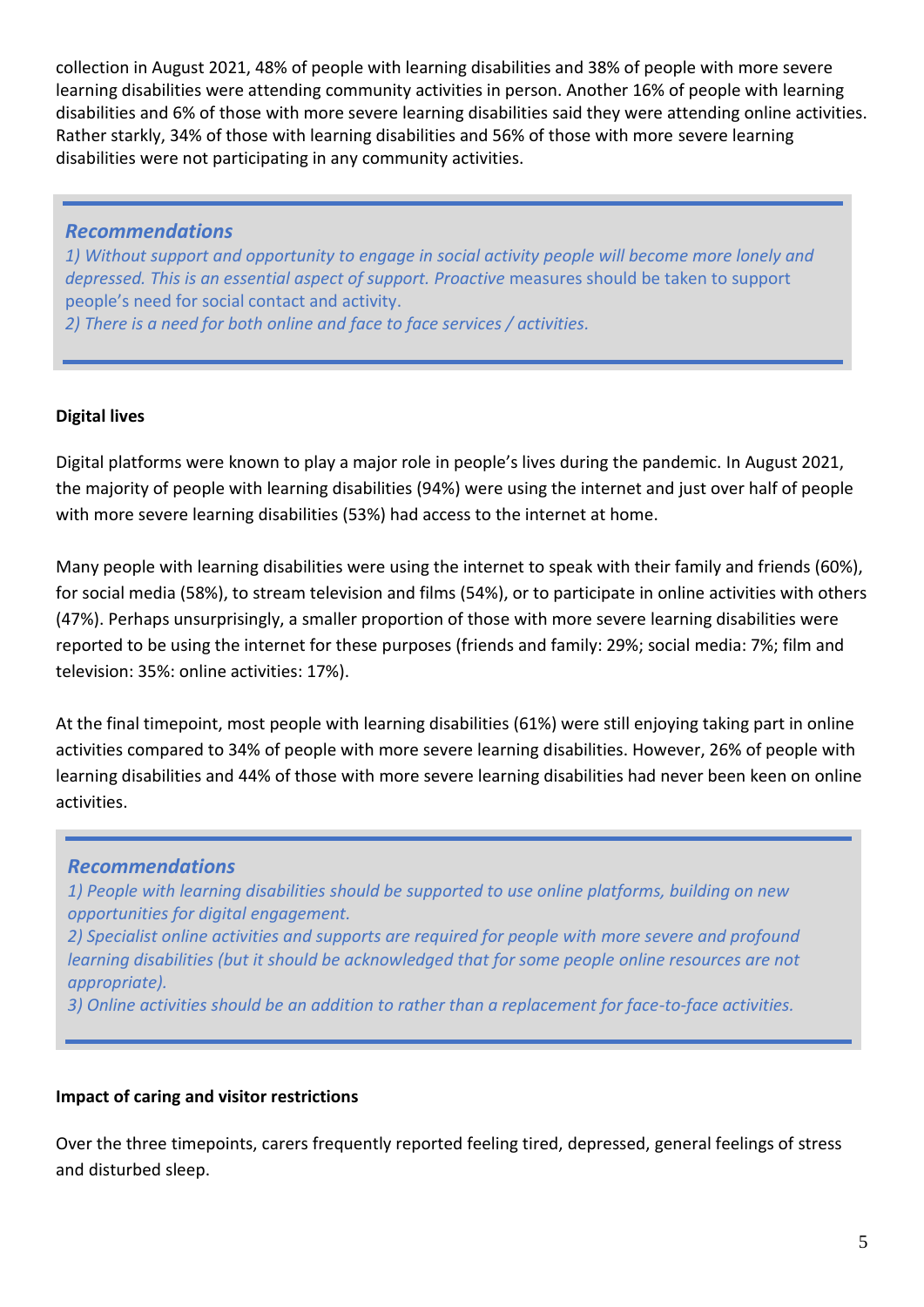collection in August 2021, 48% of people with learning disabilities and 38% of people with more severe learning disabilities were attending community activities in person. Another 16% of people with learning disabilities and 6% of those with more severe learning disabilities said they were attending online activities. Rather starkly, 34% of those with learning disabilities and 56% of those with more severe learning disabilities were not participating in any community activities.

> ***Recommendations***
>
> *1) Without support and opportunity to engage in social activity people will become more lonely and depressed. This is an essential aspect of support. Proactive* measures should be taken to support people's need for social contact and activity.
>
> *2) There is a need for both online and face to face services / activities.*

**Digital lives**

Digital platforms were known to play a major role in people's lives during the pandemic. In August 2021, the majority of people with learning disabilities (94%) were using the internet and just over half of people with more severe learning disabilities (53%) had access to the internet at home.

Many people with learning disabilities were using the internet to speak with their family and friends (60%), for social media (58%), to stream television and films (54%), or to participate in online activities with others (47%). Perhaps unsurprisingly, a smaller proportion of those with more severe learning disabilities were reported to be using the internet for these purposes (friends and family: 29%; social media: 7%; film and television: 35%: online activities: 17%).

At the final timepoint, most people with learning disabilities (61%) were still enjoying taking part in online activities compared to 34% of people with more severe learning disabilities. However, 26% of people with learning disabilities and 44% of those with more severe learning disabilities had never been keen on online activities.

> ***Recommendations***
>
> *1) People with learning disabilities should be supported to use online platforms, building on new opportunities for digital engagement.*
>
> *2) Specialist online activities and supports are required for people with more severe and profound learning disabilities (but it should be acknowledged that for some people online resources are not appropriate).*
>
> *3) Online activities should be an addition to rather than a replacement for face-to-face activities.*

**Impact of caring and visitor restrictions**

Over the three timepoints, carers frequently reported feeling tired, depressed, general feelings of stress and disturbed sleep.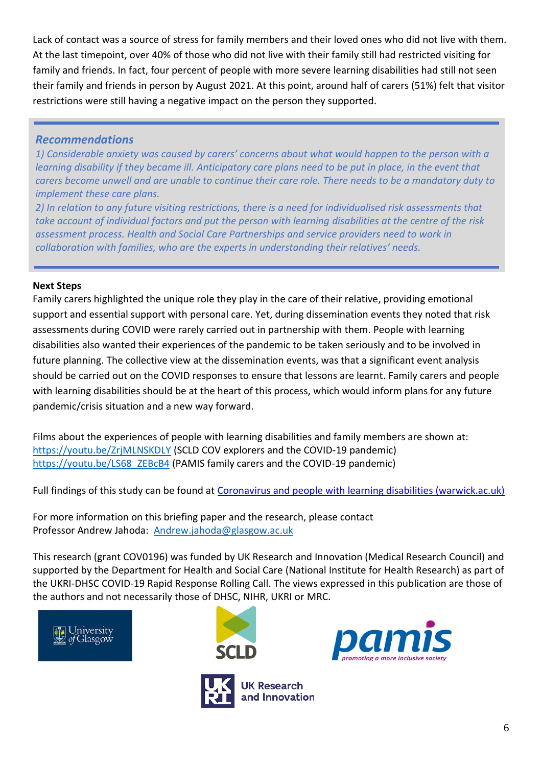Lack of contact was a source of stress for family members and their loved ones who did not live with them. At the last timepoint, over 40% of those who did not live with their family still had restricted visiting for family and friends. In fact, four percent of people with more severe learning disabilities had still not seen their family and friends in person by August 2021. At this point, around half of carers (51%) felt that visitor restrictions were still having a negative impact on the person they supported.

### *Recommendations*

*1) Considerable anxiety was caused by carers' concerns about what would happen to the person with a learning disability if they became ill. Anticipatory care plans need to be put in place, in the event that carers become unwell and are unable to continue their care role. There needs to be a mandatory duty to implement these care plans.*

*2) In relation to any future visiting restrictions, there is a need for individualised risk assessments that take account of individual factors and put the person with learning disabilities at the centre of the risk assessment process. Health and Social Care Partnerships and service providers need to work in collaboration with families, who are the experts in understanding their relatives' needs.*

**Next Steps**

Family carers highlighted the unique role they play in the care of their relative, providing emotional support and essential support with personal care. Yet, during dissemination events they noted that risk assessments during COVID were rarely carried out in partnership with them. People with learning disabilities also wanted their experiences of the pandemic to be taken seriously and to be involved in future planning. The collective view at the dissemination events, was that a significant event analysis should be carried out on the COVID responses to ensure that lessons are learnt. Family carers and people with learning disabilities should be at the heart of this process, which would inform plans for any future pandemic/crisis situation and a new way forward.

Films about the experiences of people with learning disabilities and family members are shown at:
https://youtu.be/ZrjMLNSKDLY (SCLD COV explorers and the COVID-19 pandemic)
https://youtu.be/LS68_ZEBcB4 (PAMIS family carers and the COVID-19 pandemic)

Full findings of this study can be found at Coronavirus and people with learning disabilities (warwick.ac.uk)

For more information on this briefing paper and the research, please contact
Professor Andrew Jahoda: Andrew.jahoda@glasgow.ac.uk

This research (grant COV0196) was funded by UK Research and Innovation (Medical Research Council) and supported by the Department for Health and Social Care (National Institute for Health Research) as part of the UKRI-DHSC COVID-19 Rapid Response Rolling Call. The views expressed in this publication are those of the authors and not necessarily those of DHSC, NIHR, UKRI or MRC.

University of Glasgow

SCLD

pamis
promoting a more inclusive society

UK Research and Innovation